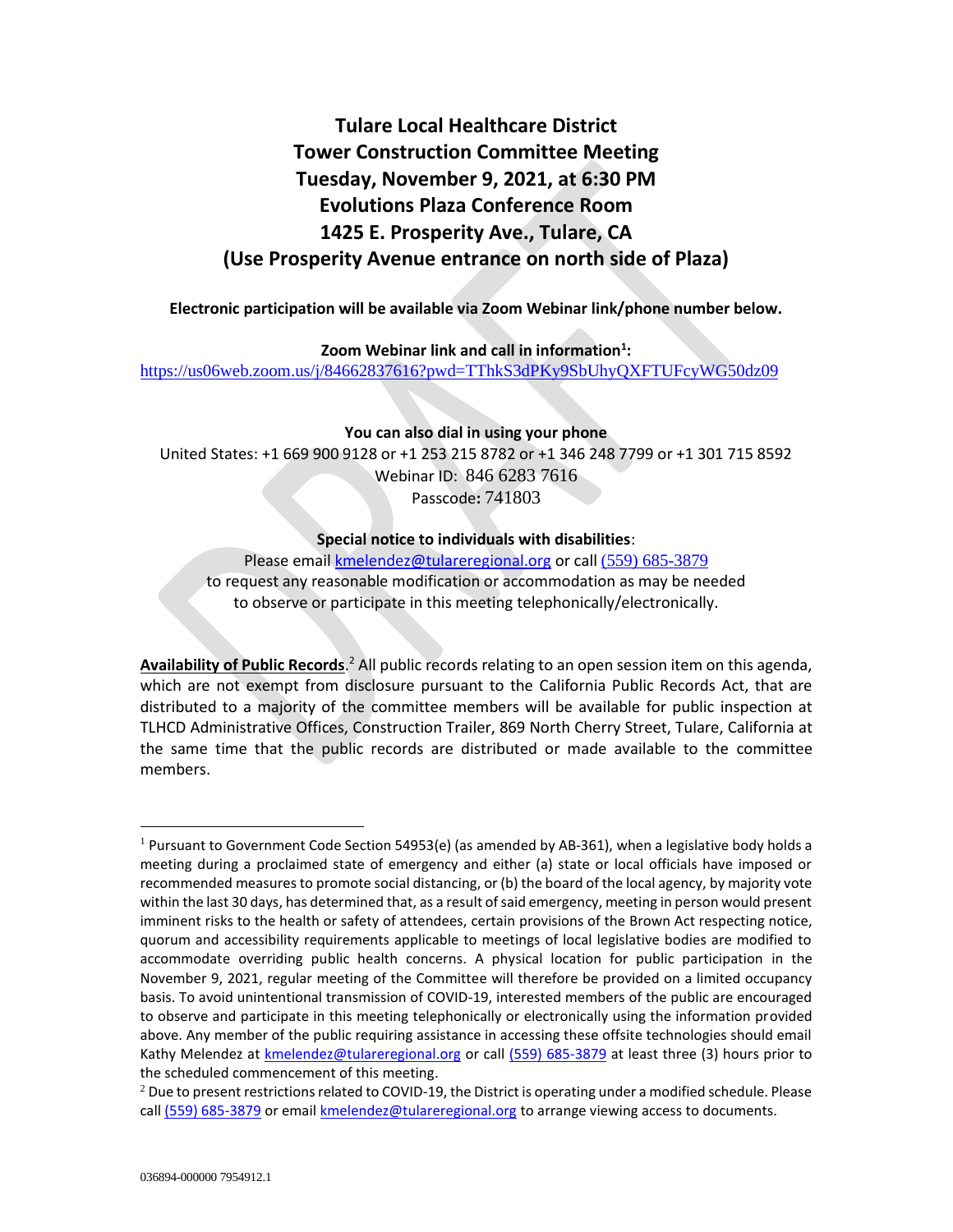# Tulare Local Healthcare District
# Tower Construction Committee Meeting
# Tuesday, November 9, 2021, at 6:30 PM
# Evolutions Plaza Conference Room
# 1425 E. Prosperity Ave., Tulare, CA
# (Use Prosperity Avenue entrance on north side of Plaza)

**Electronic participation will be available via Zoom Webinar link/phone number below.**

**Zoom Webinar link and call in information[1]:**
https://us06web.zoom.us/j/84662837616?pwd=TThkS3dPKy9SbUhyQXFTUFcyWG50dz09

**You can also dial in using your phone**
United States: +1 669 900 9128 or +1 253 215 8782 or +1 346 248 7799 or +1 301 715 8592
Webinar ID: 846 6283 7616
Passcode: 741803

**Special notice to individuals with disabilities**:
Please email kmelendez@tulareregional.org or call (559) 685-3879
to request any reasonable modification or accommodation as may be needed
to observe or participate in this meeting telephonically/electronically.

**Availability of Public Records**.[2] All public records relating to an open session item on this agenda, which are not exempt from disclosure pursuant to the California Public Records Act, that are distributed to a majority of the committee members will be available for public inspection at TLHCD Administrative Offices, Construction Trailer, 869 North Cherry Street, Tulare, California at the same time that the public records are distributed or made available to the committee members.

---

[1] Pursuant to Government Code Section 54953(e) (as amended by AB-361), when a legislative body holds a meeting during a proclaimed state of emergency and either (a) state or local officials have imposed or recommended measures to promote social distancing, or (b) the board of the local agency, by majority vote within the last 30 days, has determined that, as a result of said emergency, meeting in person would present imminent risks to the health or safety of attendees, certain provisions of the Brown Act respecting notice, quorum and accessibility requirements applicable to meetings of local legislative bodies are modified to accommodate overriding public health concerns. A physical location for public participation in the November 9, 2021, regular meeting of the Committee will therefore be provided on a limited occupancy basis. To avoid unintentional transmission of COVID-19, interested members of the public are encouraged to observe and participate in this meeting telephonically or electronically using the information provided above. Any member of the public requiring assistance in accessing these offsite technologies should email Kathy Melendez at kmelendez@tulareregional.org or call (559) 685-3879 at least three (3) hours prior to the scheduled commencement of this meeting.

[2] Due to present restrictions related to COVID-19, the District is operating under a modified schedule. Please call (559) 685-3879 or email kmelendez@tulareregional.org to arrange viewing access to documents.

036894-000000 7954912.1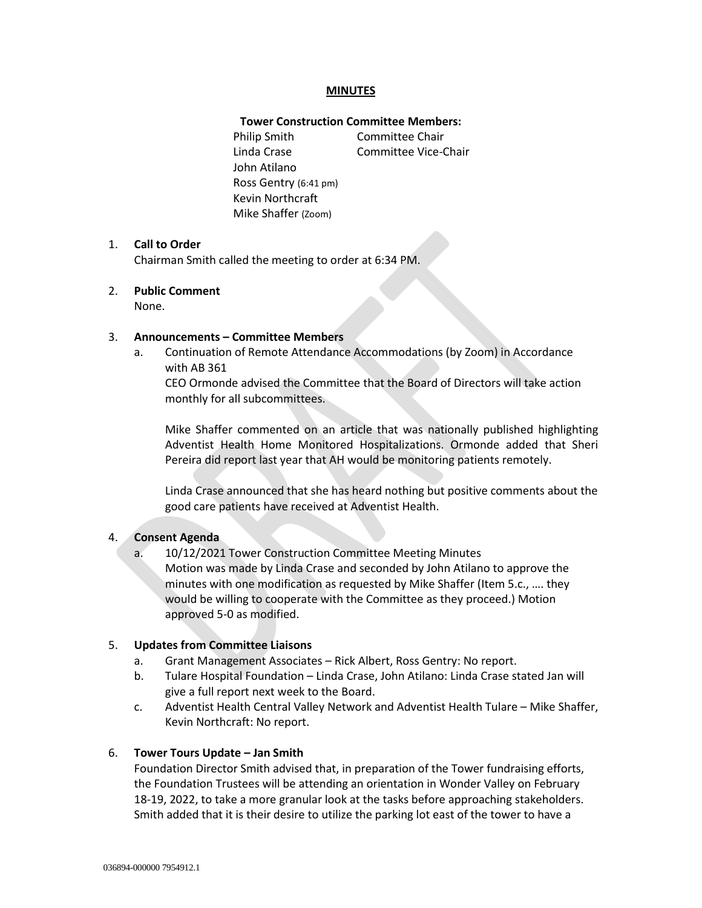**MINUTES**

**Tower Construction Committee Members:**

Philip Smith — Committee Chair
Linda Crase — Committee Vice-Chair
John Atilano
Ross Gentry (6:41 pm)
Kevin Northcraft
Mike Shaffer (Zoom)

1. **Call to Order**
   Chairman Smith called the meeting to order at 6:34 PM.

2. **Public Comment**
   None.

3. **Announcements – Committee Members**
   a. Continuation of Remote Attendance Accommodations (by Zoom) in Accordance with AB 361
      CEO Ormonde advised the Committee that the Board of Directors will take action monthly for all subcommittees.

      Mike Shaffer commented on an article that was nationally published highlighting Adventist Health Home Monitored Hospitalizations. Ormonde added that Sheri Pereira did report last year that AH would be monitoring patients remotely.

      Linda Crase announced that she has heard nothing but positive comments about the good care patients have received at Adventist Health.

4. **Consent Agenda**
   a. 10/12/2021 Tower Construction Committee Meeting Minutes
      Motion was made by Linda Crase and seconded by John Atilano to approve the minutes with one modification as requested by Mike Shaffer (Item 5.c., …. they would be willing to cooperate with the Committee as they proceed.) Motion approved 5-0 as modified.

5. **Updates from Committee Liaisons**
   a. Grant Management Associates – Rick Albert, Ross Gentry: No report.
   b. Tulare Hospital Foundation – Linda Crase, John Atilano: Linda Crase stated Jan will give a full report next week to the Board.
   c. Adventist Health Central Valley Network and Adventist Health Tulare – Mike Shaffer, Kevin Northcraft: No report.

6. **Tower Tours Update – Jan Smith**
   Foundation Director Smith advised that, in preparation of the Tower fundraising efforts, the Foundation Trustees will be attending an orientation in Wonder Valley on February 18-19, 2022, to take a more granular look at the tasks before approaching stakeholders. Smith added that it is their desire to utilize the parking lot east of the tower to have a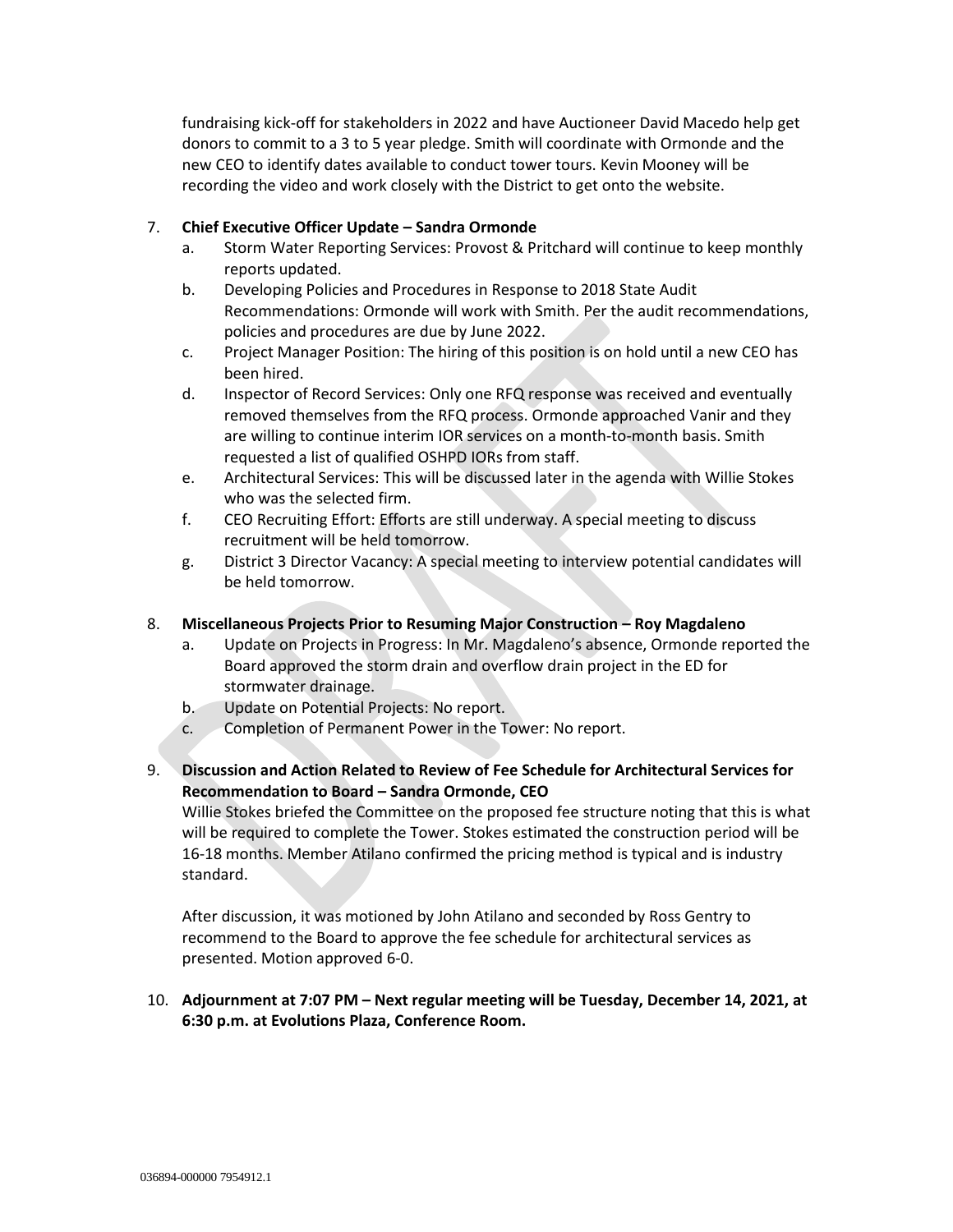fundraising kick-off for stakeholders in 2022 and have Auctioneer David Macedo help get donors to commit to a 3 to 5 year pledge. Smith will coordinate with Ormonde and the new CEO to identify dates available to conduct tower tours. Kevin Mooney will be recording the video and work closely with the District to get onto the website.

7. **Chief Executive Officer Update – Sandra Ormonde**
   a. Storm Water Reporting Services: Provost & Pritchard will continue to keep monthly reports updated.
   b. Developing Policies and Procedures in Response to 2018 State Audit Recommendations: Ormonde will work with Smith. Per the audit recommendations, policies and procedures are due by June 2022.
   c. Project Manager Position: The hiring of this position is on hold until a new CEO has been hired.
   d. Inspector of Record Services: Only one RFQ response was received and eventually removed themselves from the RFQ process. Ormonde approached Vanir and they are willing to continue interim IOR services on a month-to-month basis. Smith requested a list of qualified OSHPD IORs from staff.
   e. Architectural Services: This will be discussed later in the agenda with Willie Stokes who was the selected firm.
   f. CEO Recruiting Effort: Efforts are still underway. A special meeting to discuss recruitment will be held tomorrow.
   g. District 3 Director Vacancy: A special meeting to interview potential candidates will be held tomorrow.

8. **Miscellaneous Projects Prior to Resuming Major Construction – Roy Magdaleno**
   a. Update on Projects in Progress: In Mr. Magdaleno's absence, Ormonde reported the Board approved the storm drain and overflow drain project in the ED for stormwater drainage.
   b. Update on Potential Projects: No report.
   c. Completion of Permanent Power in the Tower: No report.

9. **Discussion and Action Related to Review of Fee Schedule for Architectural Services for Recommendation to Board – Sandra Ormonde, CEO**
   Willie Stokes briefed the Committee on the proposed fee structure noting that this is what will be required to complete the Tower. Stokes estimated the construction period will be 16-18 months. Member Atilano confirmed the pricing method is typical and is industry standard.

   After discussion, it was motioned by John Atilano and seconded by Ross Gentry to recommend to the Board to approve the fee schedule for architectural services as presented. Motion approved 6-0.

10. **Adjournment at 7:07 PM – Next regular meeting will be Tuesday, December 14, 2021, at 6:30 p.m. at Evolutions Plaza, Conference Room.**

036894-000000 7954912.1